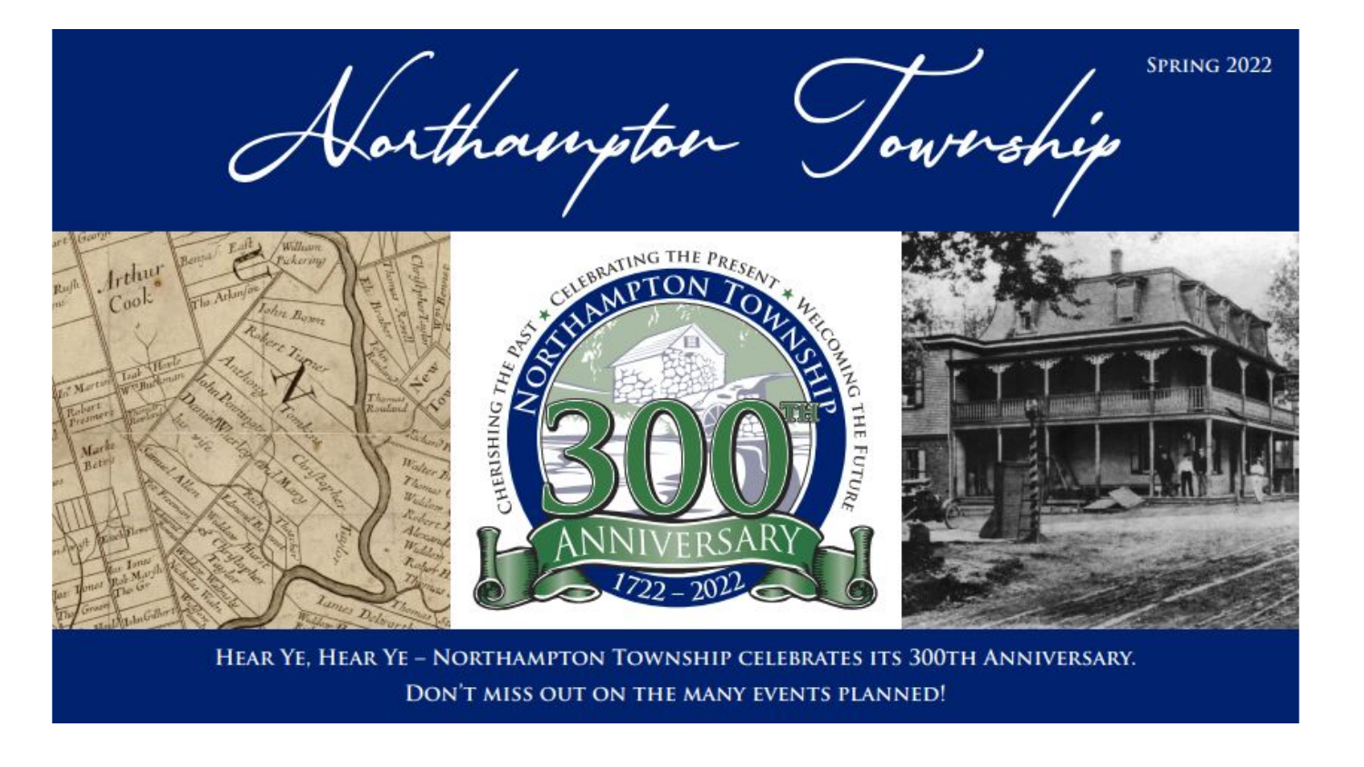# Northampton Township

SPRING 2022

HEAR YE, HEAR YE – NORTHAMPTON TOWNSHIP CELEBRATES ITS 300TH ANNIVERSARY.

DON'T MISS OUT ON THE MANY EVENTS PLANNED!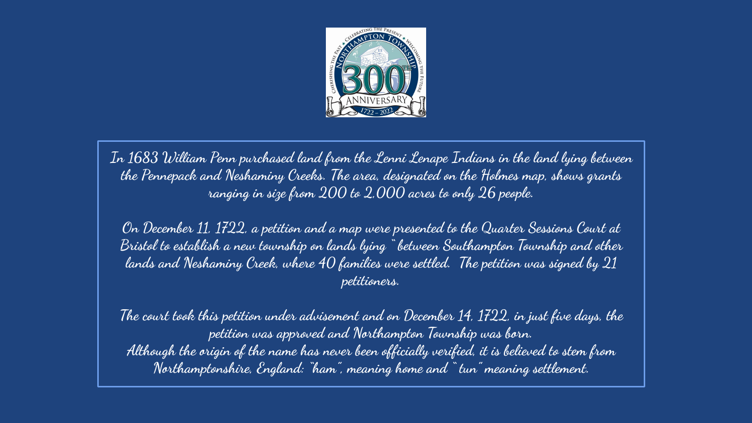In 1683 William Penn purchased land from the Lenni Lenape Indians in the land lying between the Pennepack and Neshaminy Creeks. The area, designated on the Holmes map, shows grants ranging in size from 200 to 2,000 acres to only 26 people.

On December 11, 1722, a petition and a map were presented to the Quarter Sessions Court at Bristol to establish a new township on lands lying "between Southampton Township and other lands and Neshaminy Creek, where 40 families were settled. The petition was signed by 21 petitioners.

The court took this petition under advisement and on December 14, 1722, in just five days, the petition was approved and Northampton Township was born.
Although the origin of the name has never been officially verified, it is believed to stem from Northamptonshire, England: "ham", meaning home and "tun" meaning settlement.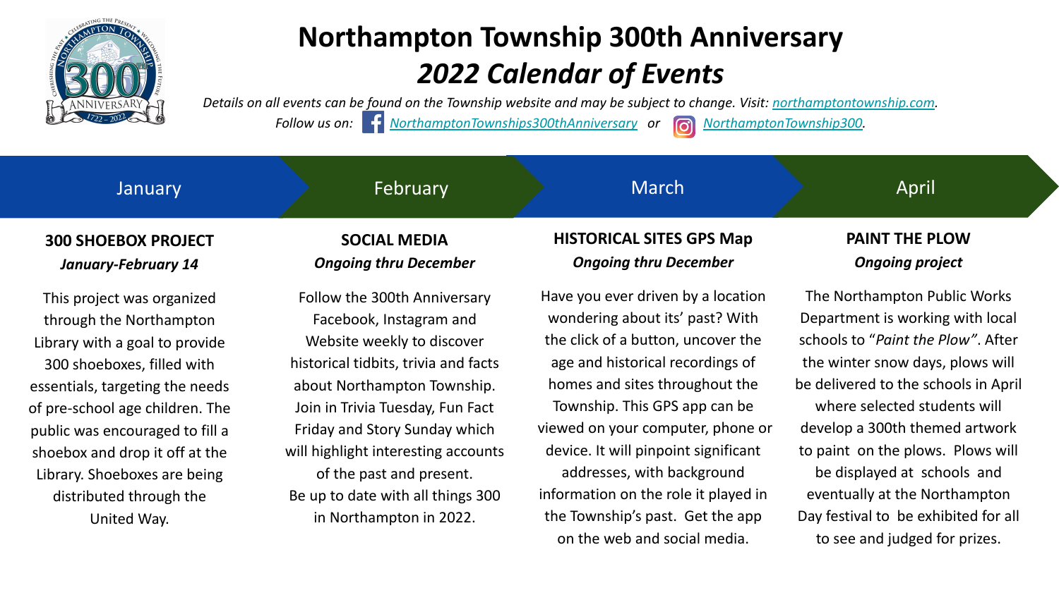# Northampton Township 300th Anniversary

## *2022 Calendar of Events*

*Details on all events can be found on the Township website and may be subject to change. Visit: [northamptontownship.com](northamptontownship.com).*

*Follow us on: NorthamptonTownships300thAnniversary or NorthamptonTownship300.*

## January

### 300 SHOEBOX PROJECT

***January-February 14***

This project was organized through the Northampton Library with a goal to provide 300 shoeboxes, filled with essentials, targeting the needs of pre-school age children. The public was encouraged to fill a shoebox and drop it off at the Library. Shoeboxes are being distributed through the United Way.

## February

### SOCIAL MEDIA

***Ongoing thru December***

Follow the 300th Anniversary Facebook, Instagram and Website weekly to discover historical tidbits, trivia and facts about Northampton Township. Join in Trivia Tuesday, Fun Fact Friday and Story Sunday which will highlight interesting accounts of the past and present.
Be up to date with all things 300 in Northampton in 2022.

## March

### HISTORICAL SITES GPS Map

***Ongoing thru December***

Have you ever driven by a location wondering about its' past? With the click of a button, uncover the age and historical recordings of homes and sites throughout the Township. This GPS app can be viewed on your computer, phone or device. It will pinpoint significant addresses, with background information on the role it played in the Township's past. Get the app on the web and social media.

## April

### PAINT THE PLOW

***Ongoing project***

The Northampton Public Works Department is working with local schools to "*Paint the Plow*". After the winter snow days, plows will be delivered to the schools in April where selected students will develop a 300th themed artwork to paint on the plows. Plows will be displayed at schools and eventually at the Northampton Day festival to be exhibited for all to see and judged for prizes.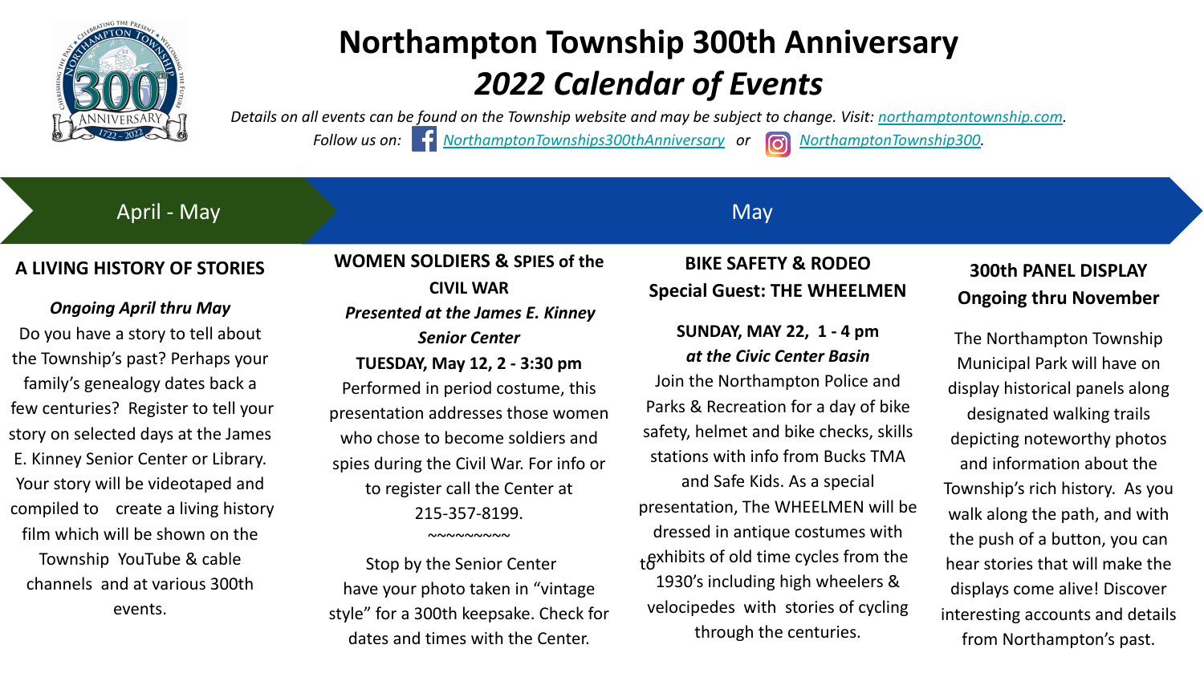# Northampton Township 300th Anniversary

## *2022 Calendar of Events*

*Details on all events can be found on the Township website and may be subject to change. Visit: northamptontownship.com.*

*Follow us on: NorthamptonTownships300thAnniversary or NorthamptonTownship300.*

## April - May

### A LIVING HISTORY OF STORIES

***Ongoing April thru May***

Do you have a story to tell about the Township's past? Perhaps your family's genealogy dates back a few centuries? Register to tell your story on selected days at the James E. Kinney Senior Center or Library. Your story will be videotaped and compiled to create a living history film which will be shown on the Township YouTube & cable channels and at various 300th events.

## May

### WOMEN SOLDIERS & SPIES of the CIVIL WAR

***Presented at the James E. Kinney Senior Center***

**TUESDAY, May 12, 2 - 3:30 pm**

Performed in period costume, this presentation addresses those women who chose to become soldiers and spies during the Civil War. For info or to register call the Center at 215-357-8199.

~~~~~~~~~~

Stop by the Senior Center have your photo taken in "vintage style" for a 300th keepsake. Check for dates and times with the Center.

### BIKE SAFETY & RODEO Special Guest: THE WHEELMEN

**SUNDAY, MAY 22, 1 - 4 pm**

***at the Civic Center Basin***

Join the Northampton Police and Parks & Recreation for a day of bike safety, helmet and bike checks, skills stations with info from Bucks TMA and Safe Kids. As a special presentation, The WHEELMEN will be dressed in antique costumes with to exhibits of old time cycles from the 1930's including high wheelers & velocipedes with stories of cycling through the centuries.

### 300th PANEL DISPLAY Ongoing thru November

The Northampton Township Municipal Park will have on display historical panels along designated walking trails depicting noteworthy photos and information about the Township's rich history. As you walk along the path, and with the push of a button, you can hear stories that will make the displays come alive! Discover interesting accounts and details from Northampton's past.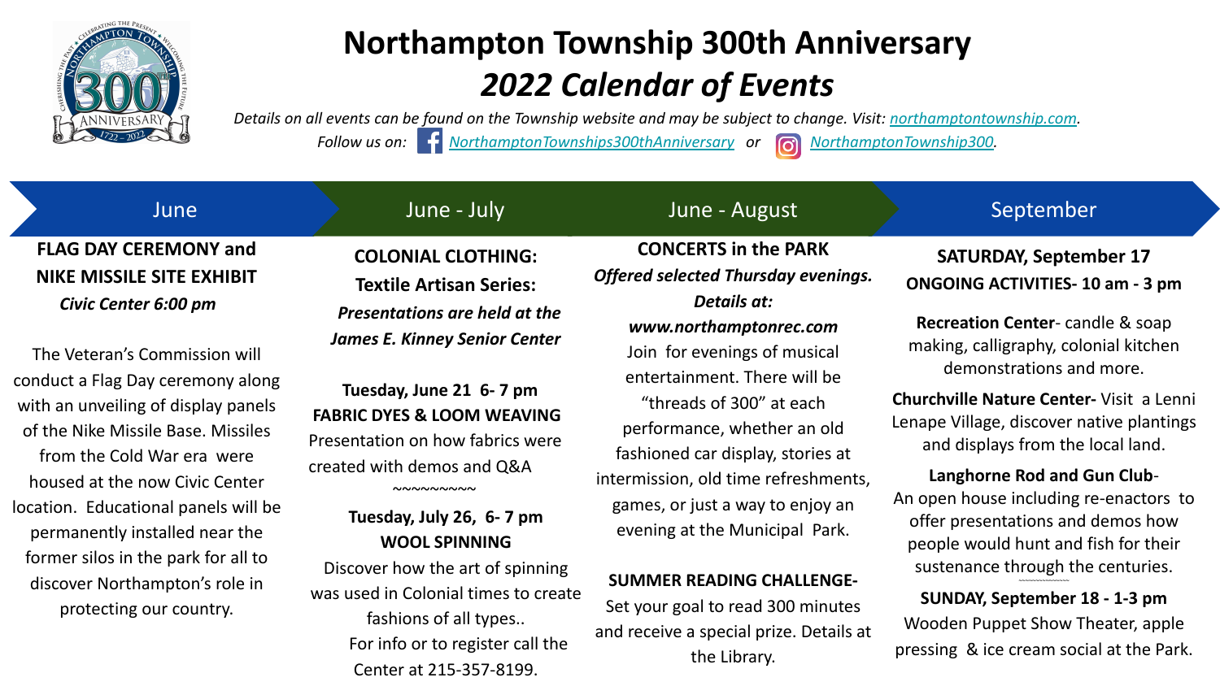# Northampton Township 300th Anniversary

## *2022 Calendar of Events*

*Details on all events can be found on the Township website and may be subject to change. Visit: [northamptontownship.com](northamptontownship.com).*

*Follow us on: NorthamptonTownships300thAnniversary or NorthamptonTownship300.*

## June

**FLAG DAY CEREMONY and NIKE MISSILE SITE EXHIBIT**

***Civic Center 6:00 pm***

The Veteran's Commission will conduct a Flag Day ceremony along with an unveiling of display panels of the Nike Missile Base. Missiles from the Cold War era were housed at the now Civic Center location. Educational panels will be permanently installed near the former silos in the park for all to discover Northampton's role in protecting our country.

## June - July

**COLONIAL CLOTHING: Textile Artisan Series:**

***Presentations are held at the James E. Kinney Senior Center***

**Tuesday, June 21 6- 7 pm**
**FABRIC DYES & LOOM WEAVING**
Presentation on how fabrics were created with demos and Q&A

~~~~~~~~~~

**Tuesday, July 26, 6- 7 pm**
**WOOL SPINNING**
Discover how the art of spinning was used in Colonial times to create fashions of all types..
For info or to register call the Center at 215-357-8199.

## June - August

**CONCERTS in the PARK**

***Offered selected Thursday evenings. Details at: www.northamptonrec.com***

Join for evenings of musical entertainment. There will be "threads of 300" at each performance, whether an old fashioned car display, stories at intermission, old time refreshments, games, or just a way to enjoy an evening at the Municipal Park.

**SUMMER READING CHALLENGE-**
Set your goal to read 300 minutes and receive a special prize. Details at the Library.

## September

**SATURDAY, September 17**
**ONGOING ACTIVITIES- 10 am - 3 pm**

**Recreation Center**- candle & soap making, calligraphy, colonial kitchen demonstrations and more.

**Churchville Nature Center-** Visit a Lenni Lenape Village, discover native plantings and displays from the local land.

**Langhorne Rod and Gun Club**-
An open house including re-enactors to offer presentations and demos how people would hunt and fish for their sustenance through the centuries.

**SUNDAY, September 18 - 1-3 pm**
Wooden Puppet Show Theater, apple pressing & ice cream social at the Park.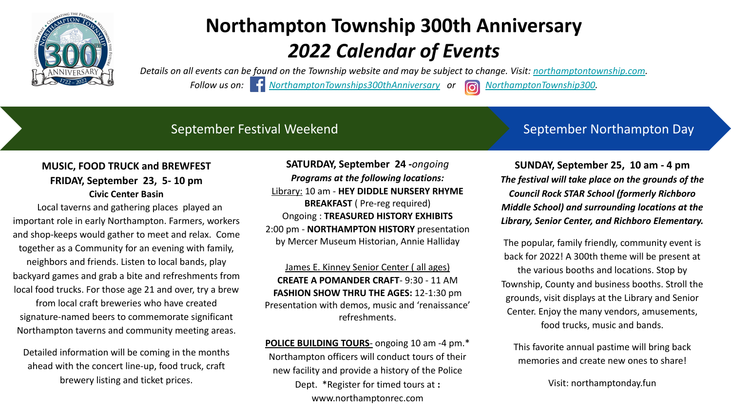# Northampton Township 300th Anniversary

# *2022 Calendar of Events*

*Details on all events can be found on the Township website and may be subject to change. Visit: northamptontownship.com.*

*Follow us on: NorthamptonTownships300thAnniversary or NorthamptonTownship300.*

## September Festival Weekend

**MUSIC, FOOD TRUCK and BREWFEST**
**FRIDAY, September 23, 5- 10 pm**
**Civic Center Basin**

Local taverns and gathering places played an important role in early Northampton. Farmers, workers and shop-keeps would gather to meet and relax. Come together as a Community for an evening with family, neighbors and friends. Listen to local bands, play backyard games and grab a bite and refreshments from local food trucks. For those age 21 and over, try a brew from local craft breweries who have created signature-named beers to commemorate significant Northampton taverns and community meeting areas.

Detailed information will be coming in the months ahead with the concert line-up, food truck, craft brewery listing and ticket prices.

**SATURDAY, September 24** -*ongoing*
***Programs at the following locations:***
Library: 10 am - **HEY DIDDLE NURSERY RHYME BREAKFAST** ( Pre-reg required)
Ongoing : **TREASURED HISTORY EXHIBITS**
2:00 pm - **NORTHAMPTON HISTORY** presentation by Mercer Museum Historian, Annie Halliday

James E. Kinney Senior Center ( all ages)
**CREATE A POMANDER CRAFT**- 9:30 - 11 AM
**FASHION SHOW THRU THE AGES:** 12-1:30 pm
Presentation with demos, music and 'renaissance' refreshments.

**POLICE BUILDING TOURS**- ongoing 10 am -4 pm.*
Northampton officers will conduct tours of their new facility and provide a history of the Police Dept. *Register for timed tours at **:** www.northamptonrec.com

## September Northampton Day

**SUNDAY, September 25, 10 am - 4 pm**
***The festival will take place on the grounds of the Council Rock STAR School (formerly Richboro Middle School) and surrounding locations at the Library, Senior Center, and Richboro Elementary.***

The popular, family friendly, community event is back for 2022! A 300th theme will be present at the various booths and locations. Stop by Township, County and business booths. Stroll the grounds, visit displays at the Library and Senior Center. Enjoy the many vendors, amusements, food trucks, music and bands.

This favorite annual pastime will bring back memories and create new ones to share!

Visit: northamptonday.fun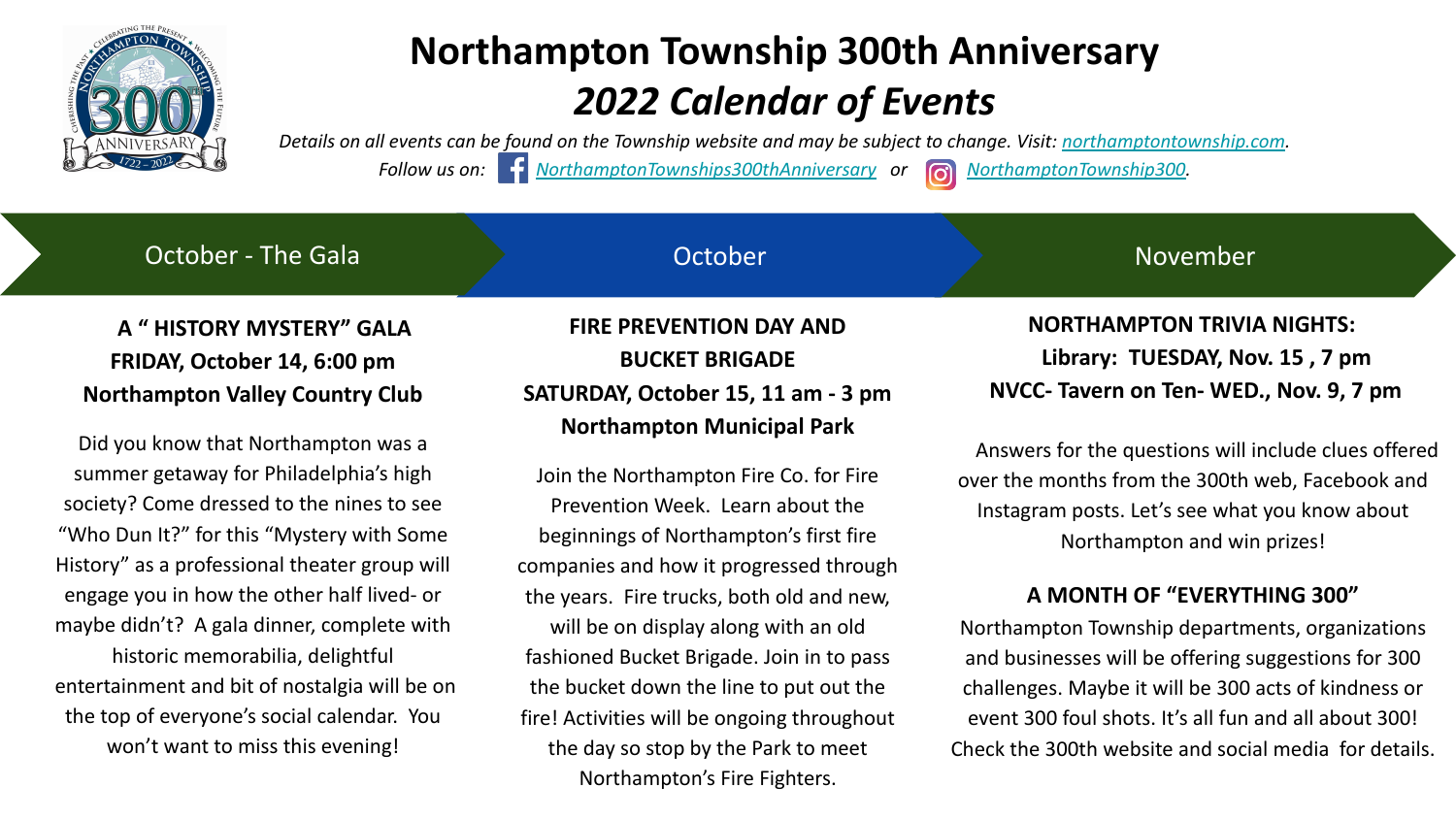# Northampton Township 300th Anniversary

## *2022 Calendar of Events*

*Details on all events can be found on the Township website and may be subject to change. Visit: [northamptontownship.com](northamptontownship.com).*

*Follow us on: NorthamptonTownships300thAnniversary or NorthamptonTownship300.*

## October - The Gala

**A " HISTORY MYSTERY" GALA**
**FRIDAY, October 14, 6:00 pm**
**Northampton Valley Country Club**

Did you know that Northampton was a summer getaway for Philadelphia's high society? Come dressed to the nines to see "Who Dun It?" for this "Mystery with Some History" as a professional theater group will engage you in how the other half lived- or maybe didn't? A gala dinner, complete with historic memorabilia, delightful entertainment and bit of nostalgia will be on the top of everyone's social calendar. You won't want to miss this evening!

## October

**FIRE PREVENTION DAY AND BUCKET BRIGADE**
**SATURDAY, October 15, 11 am - 3 pm**
**Northampton Municipal Park**

Join the Northampton Fire Co. for Fire Prevention Week. Learn about the beginnings of Northampton's first fire companies and how it progressed through the years. Fire trucks, both old and new, will be on display along with an old fashioned Bucket Brigade. Join in to pass the bucket down the line to put out the fire! Activities will be ongoing throughout the day so stop by the Park to meet Northampton's Fire Fighters.

## November

**NORTHAMPTON TRIVIA NIGHTS:**
**Library: TUESDAY, Nov. 15 , 7 pm**
**NVCC- Tavern on Ten- WED., Nov. 9, 7 pm**

Answers for the questions will include clues offered over the months from the 300th web, Facebook and Instagram posts. Let's see what you know about Northampton and win prizes!

**A MONTH OF "EVERYTHING 300"**

Northampton Township departments, organizations and businesses will be offering suggestions for 300 challenges. Maybe it will be 300 acts of kindness or event 300 foul shots. It's all fun and all about 300! Check the 300th website and social media for details.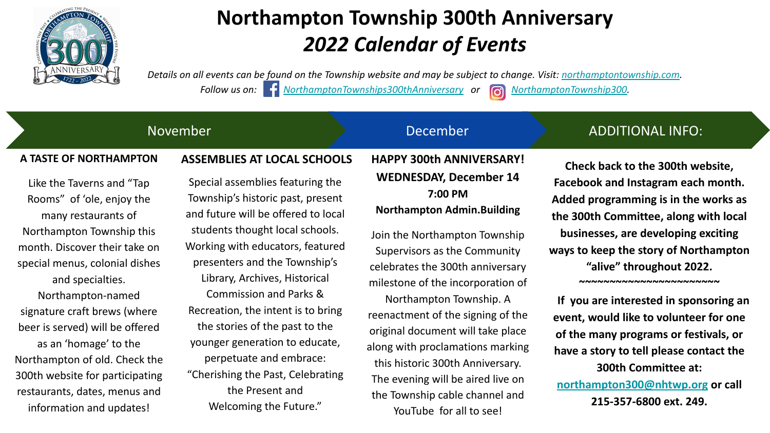# Northampton Township 300th Anniversary

## *2022 Calendar of Events*

*Details on all events can be found on the Township website and may be subject to change. Visit: northamptontownship.com.*

*Follow us on: NorthamptonTownships300thAnniversary or NorthamptonTownship300.*

## November

### A TASTE OF NORTHAMPTON

Like the Taverns and “Tap Rooms” of ‘ole, enjoy the many restaurants of Northampton Township this month. Discover their take on special menus, colonial dishes and specialties. Northampton-named signature craft brews (where beer is served) will be offered as an ‘homage’ to the Northampton of old. Check the 300th website for participating restaurants, dates, menus and information and updates!

### ASSEMBLIES AT LOCAL SCHOOLS

Special assemblies featuring the Township’s historic past, present and future will be offered to local students thought local schools. Working with educators, featured presenters and the Township’s Library, Archives, Historical Commission and Parks & Recreation, the intent is to bring the stories of the past to the younger generation to educate, perpetuate and embrace: “Cherishing the Past, Celebrating the Present and Welcoming the Future.”

## December

### HAPPY 300th ANNIVERSARY!

**WEDNESDAY, December 14**

**7:00 PM**

**Northampton Admin.Building**

Join the Northampton Township Supervisors as the Community celebrates the 300th anniversary milestone of the incorporation of Northampton Township. A reenactment of the signing of the original document will take place along with proclamations marking this historic 300th Anniversary. The evening will be aired live on the Township cable channel and YouTube for all to see!

## ADDITIONAL INFO:

**Check back to the 300th website, Facebook and Instagram each month. Added programming is in the works as the 300th Committee, along with local businesses, are developing exciting ways to keep the story of Northampton “alive” throughout 2022.**

~~~~~~~~~~~~~~~~~~~~~~~

**If you are interested in sponsoring an event, would like to volunteer for one of the many programs or festivals, or have a story to tell please contact the 300th Committee at: northampton300@nhtwp.org or call 215-357-6800 ext. 249.**